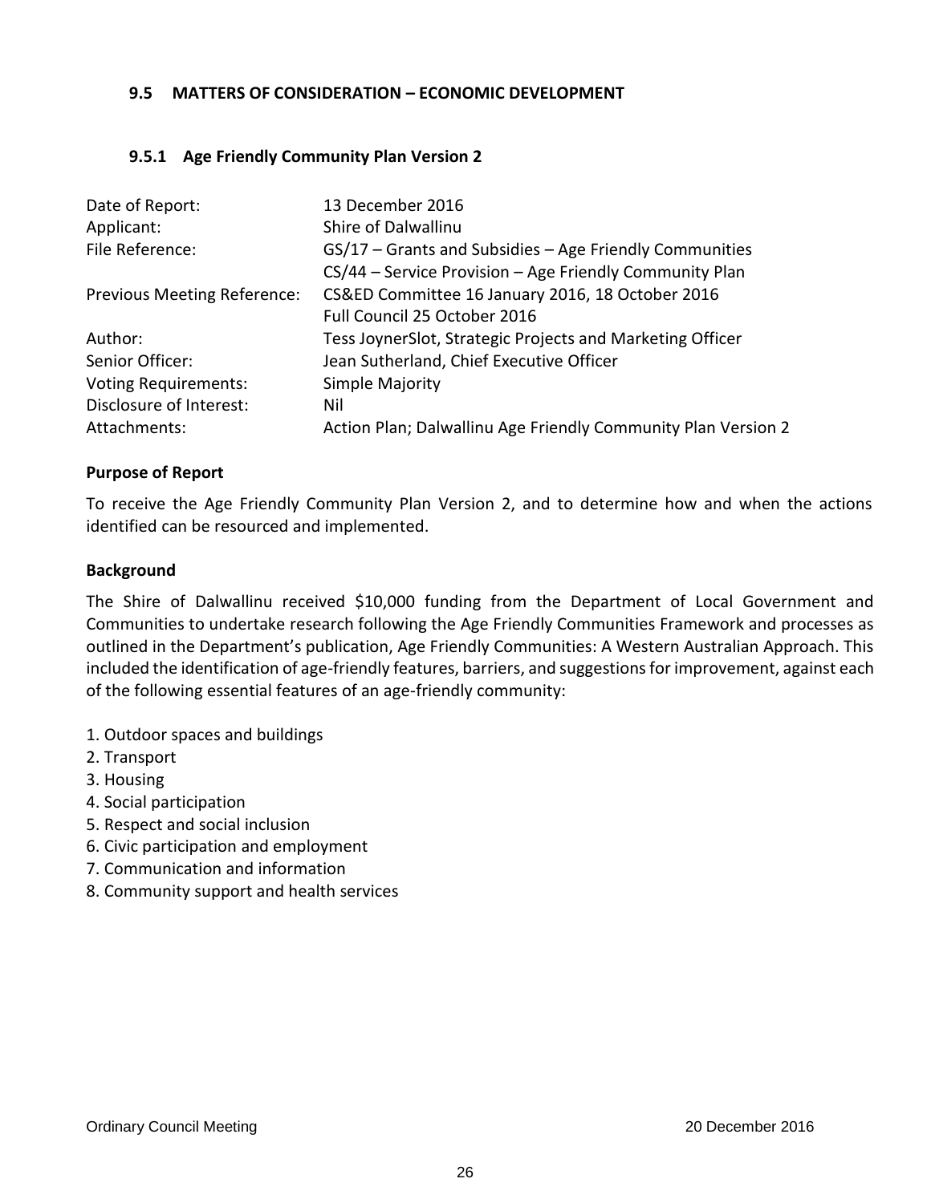### 9.5 MATTERS OF CONSIDERATION – ECONOMIC DEVELOPMENT

#### 9.5.1 Age Friendly Community Plan Version 2

| | |
|---|---|
| Date of Report: | 13 December 2016 |
| Applicant: | Shire of Dalwallinu |
| File Reference: | GS/17 – Grants and Subsidies – Age Friendly Communities<br>CS/44 – Service Provision – Age Friendly Community Plan |
| Previous Meeting Reference: | CS&ED Committee 16 January 2016, 18 October 2016<br>Full Council 25 October 2016 |
| Author: | Tess JoynerSlot, Strategic Projects and Marketing Officer |
| Senior Officer: | Jean Sutherland, Chief Executive Officer |
| Voting Requirements: | Simple Majority |
| Disclosure of Interest: | Nil |
| Attachments: | Action Plan; Dalwallinu Age Friendly Community Plan Version 2 |

**Purpose of Report**

To receive the Age Friendly Community Plan Version 2, and to determine how and when the actions identified can be resourced and implemented.

**Background**

The Shire of Dalwallinu received $10,000 funding from the Department of Local Government and Communities to undertake research following the Age Friendly Communities Framework and processes as outlined in the Department's publication, Age Friendly Communities: A Western Australian Approach. This included the identification of age-friendly features, barriers, and suggestions for improvement, against each of the following essential features of an age-friendly community:

1. Outdoor spaces and buildings
2. Transport
3. Housing
4. Social participation
5. Respect and social inclusion
6. Civic participation and employment
7. Communication and information
8. Community support and health services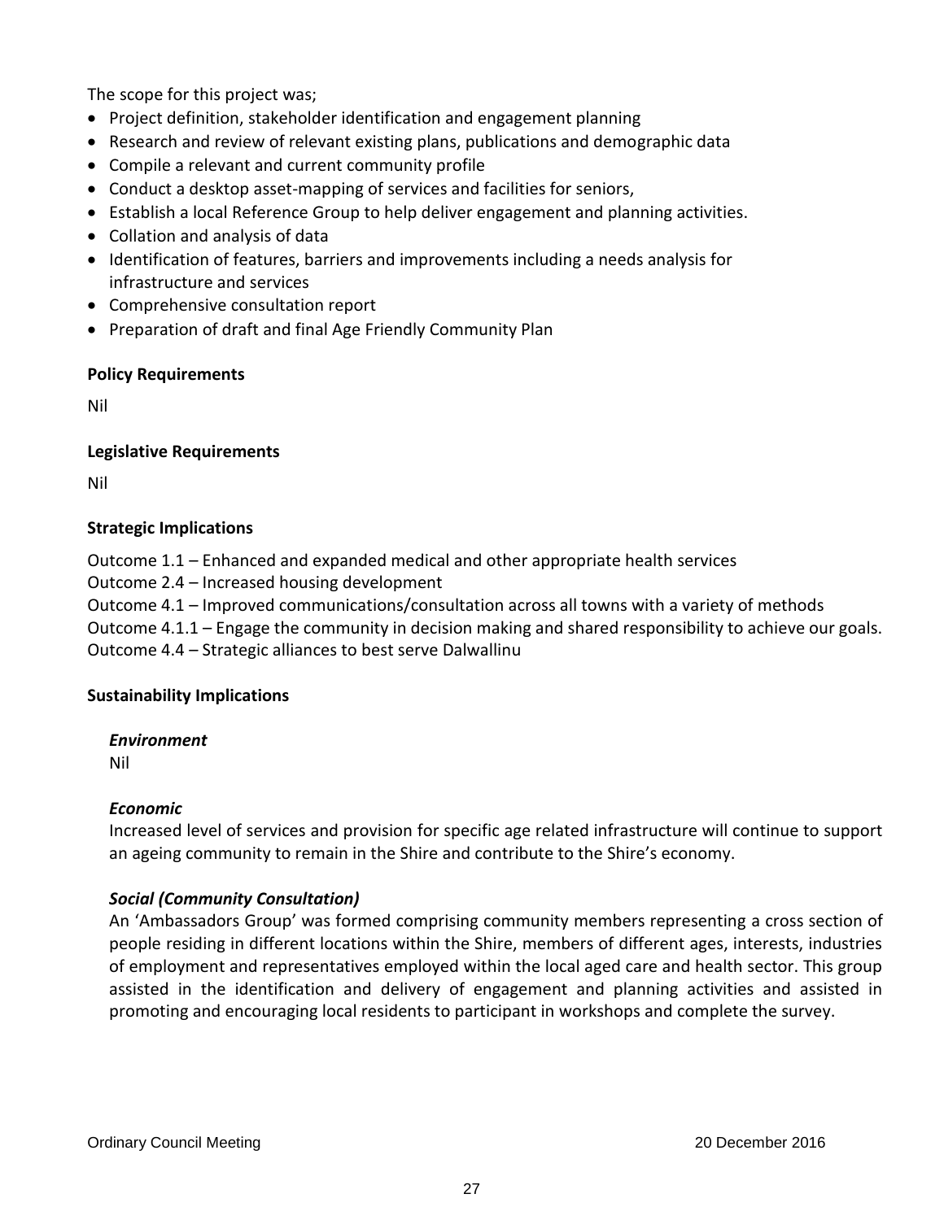The scope for this project was;

- Project definition, stakeholder identification and engagement planning
- Research and review of relevant existing plans, publications and demographic data
- Compile a relevant and current community profile
- Conduct a desktop asset-mapping of services and facilities for seniors,
- Establish a local Reference Group to help deliver engagement and planning activities.
- Collation and analysis of data
- Identification of features, barriers and improvements including a needs analysis for infrastructure and services
- Comprehensive consultation report
- Preparation of draft and final Age Friendly Community Plan

**Policy Requirements**

Nil

**Legislative Requirements**

Nil

**Strategic Implications**

Outcome 1.1 – Enhanced and expanded medical and other appropriate health services
Outcome 2.4 – Increased housing development
Outcome 4.1 – Improved communications/consultation across all towns with a variety of methods
Outcome 4.1.1 – Engage the community in decision making and shared responsibility to achieve our goals.
Outcome 4.4 – Strategic alliances to best serve Dalwallinu

**Sustainability Implications**

***Environment***
Nil

***Economic***
Increased level of services and provision for specific age related infrastructure will continue to support an ageing community to remain in the Shire and contribute to the Shire's economy.

***Social (Community Consultation)***
An 'Ambassadors Group' was formed comprising community members representing a cross section of people residing in different locations within the Shire, members of different ages, interests, industries of employment and representatives employed within the local aged care and health sector. This group assisted in the identification and delivery of engagement and planning activities and assisted in promoting and encouraging local residents to participant in workshops and complete the survey.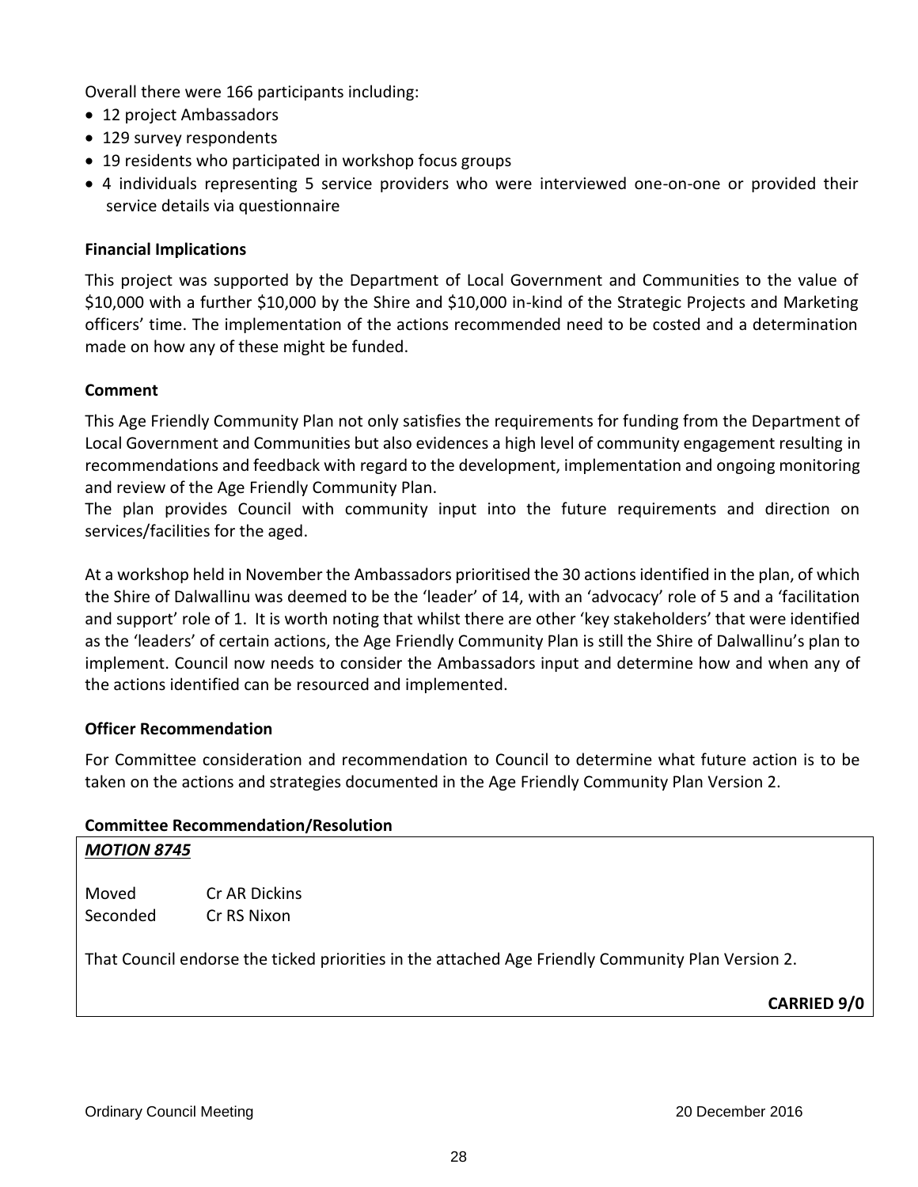Overall there were 166 participants including:

- 12 project Ambassadors
- 129 survey respondents
- 19 residents who participated in workshop focus groups
- 4 individuals representing 5 service providers who were interviewed one-on-one or provided their service details via questionnaire

**Financial Implications**

This project was supported by the Department of Local Government and Communities to the value of $10,000 with a further $10,000 by the Shire and $10,000 in-kind of the Strategic Projects and Marketing officers' time. The implementation of the actions recommended need to be costed and a determination made on how any of these might be funded.

**Comment**

This Age Friendly Community Plan not only satisfies the requirements for funding from the Department of Local Government and Communities but also evidences a high level of community engagement resulting in recommendations and feedback with regard to the development, implementation and ongoing monitoring and review of the Age Friendly Community Plan.
The plan provides Council with community input into the future requirements and direction on services/facilities for the aged.

At a workshop held in November the Ambassadors prioritised the 30 actions identified in the plan, of which the Shire of Dalwallinu was deemed to be the 'leader' of 14, with an 'advocacy' role of 5 and a 'facilitation and support' role of 1. It is worth noting that whilst there are other 'key stakeholders' that were identified as the 'leaders' of certain actions, the Age Friendly Community Plan is still the Shire of Dalwallinu's plan to implement. Council now needs to consider the Ambassadors input and determine how and when any of the actions identified can be resourced and implemented.

**Officer Recommendation**

For Committee consideration and recommendation to Council to determine what future action is to be taken on the actions and strategies documented in the Age Friendly Community Plan Version 2.

**Committee Recommendation/Resolution**

***MOTION 8745***

Moved Cr AR Dickins
Seconded Cr RS Nixon

That Council endorse the ticked priorities in the attached Age Friendly Community Plan Version 2.

**CARRIED 9/0**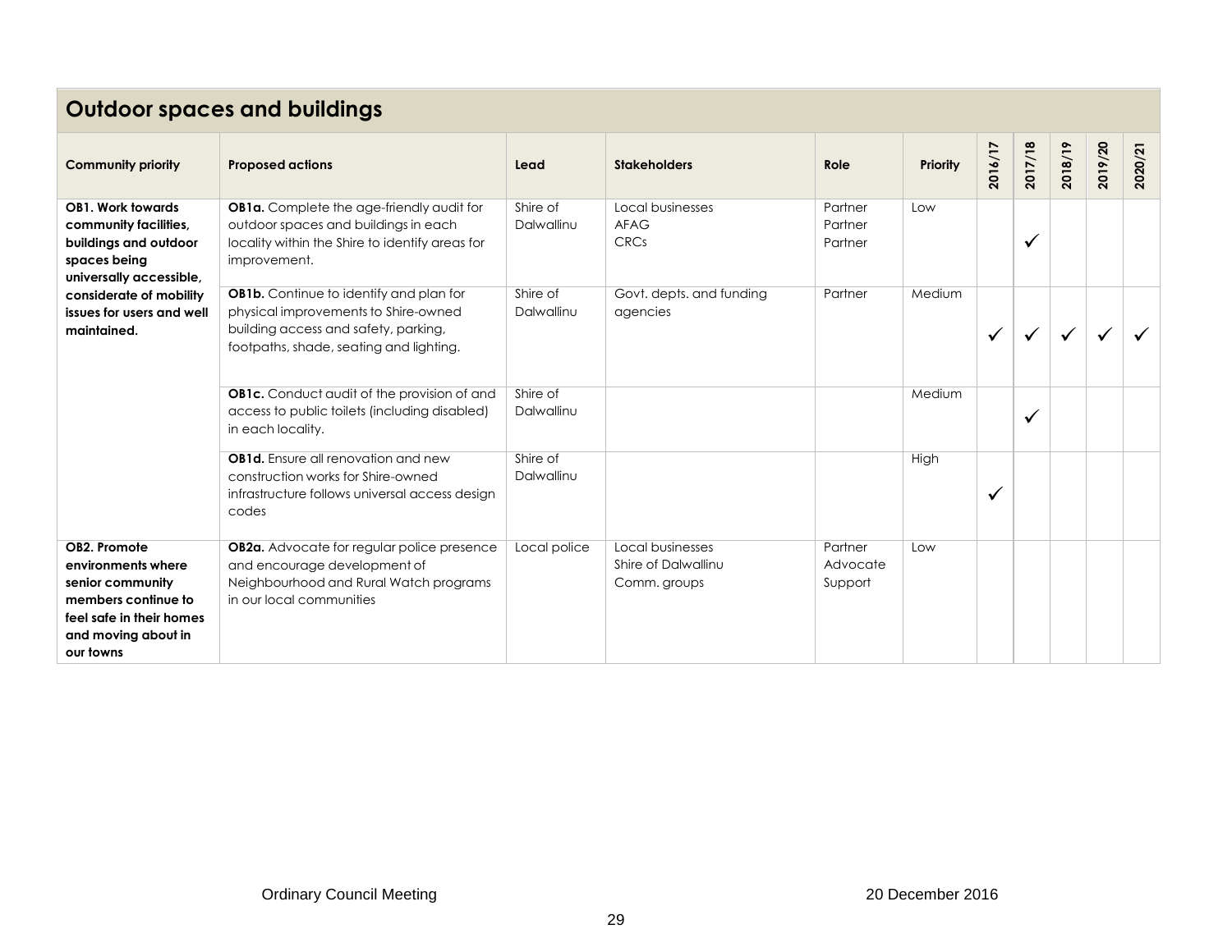## Outdoor spaces and buildings

| Community priority | Proposed actions | Lead | Stakeholders | Role | Priority | 2016/17 | 2017/18 | 2018/19 | 2019/20 | 2020/21 |
|---|---|---|---|---|---|---|---|---|---|---|
| **OB1. Work towards community facilities, buildings and outdoor spaces being universally accessible, considerate of mobility issues for users and well maintained.** | **OB1a.** Complete the age-friendly audit for outdoor spaces and buildings in each locality within the Shire to identify areas for improvement. | Shire of Dalwallinu | Local businesses<br>AFAG<br>CRCs | Partner<br>Partner<br>Partner | Low | | ✓ | | | |
| | **OB1b.** Continue to identify and plan for physical improvements to Shire-owned building access and safety, parking, footpaths, shade, seating and lighting. | Shire of Dalwallinu | Govt. depts. and funding agencies | Partner | Medium | ✓ | ✓ | ✓ | ✓ | ✓ |
| | **OB1c.** Conduct audit of the provision of and access to public toilets (including disabled) in each locality. | Shire of Dalwallinu | | | Medium | | ✓ | | | |
| | **OB1d.** Ensure all renovation and new construction works for Shire-owned infrastructure follows universal access design codes | Shire of Dalwallinu | | | High | ✓ | | | | |
| **OB2. Promote environments where senior community members continue to feel safe in their homes and moving about in our towns** | **OB2a.** Advocate for regular police presence and encourage development of Neighbourhood and Rural Watch programs in our local communities | Local police | Local businesses<br>Shire of Dalwallinu<br>Comm. groups | Partner<br>Advocate<br>Support | Low | | | | | |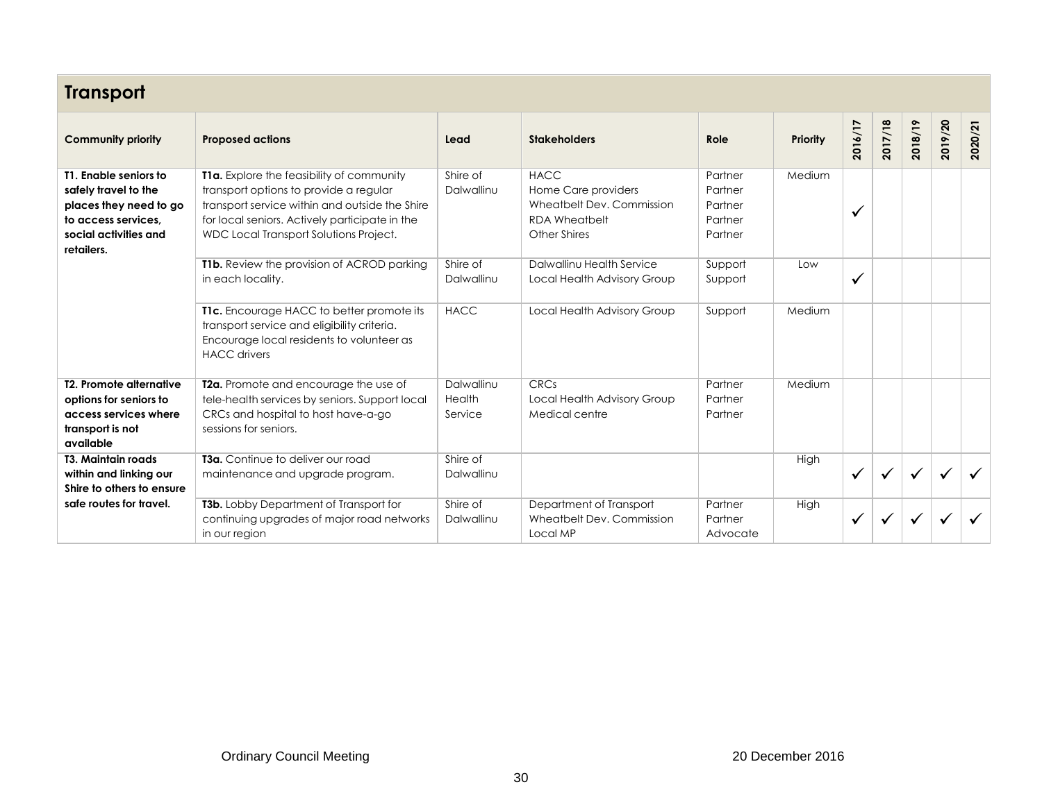## Transport

| Community priority | Proposed actions | Lead | Stakeholders | Role | Priority | 2016/17 | 2017/18 | 2018/19 | 2019/20 | 2020/21 |
|---|---|---|---|---|---|---|---|---|---|---|
| **T1. Enable seniors to safely travel to the places they need to go to access services, social activities and retailers.** | **T1a.** Explore the feasibility of community transport options to provide a regular transport service within and outside the Shire for local seniors. Actively participate in the WDC Local Transport Solutions Project. | Shire of Dalwallinu | HACC<br>Home Care providers<br>Wheatbelt Dev. Commission<br>RDA Wheatbelt<br>Other Shires | Partner<br>Partner<br>Partner<br>Partner<br>Partner | Medium | ✓ | | | | |
| | **T1b.** Review the provision of ACROD parking in each locality. | Shire of Dalwallinu | Dalwallinu Health Service<br>Local Health Advisory Group | Support<br>Support | Low | ✓ | | | | |
| | **T1c.** Encourage HACC to better promote its transport service and eligibility criteria. Encourage local residents to volunteer as HACC drivers | HACC | Local Health Advisory Group | Support | Medium | | | | | |
| **T2. Promote alternative options for seniors to access services where transport is not available** | **T2a.** Promote and encourage the use of tele-health services by seniors. Support local CRCs and hospital to host have-a-go sessions for seniors. | Dalwallinu Health Service | CRCs<br>Local Health Advisory Group<br>Medical centre | Partner<br>Partner<br>Partner | Medium | | | | | |
| **T3. Maintain roads within and linking our Shire to others to ensure safe routes for travel.** | **T3a.** Continue to deliver our road maintenance and upgrade program. | Shire of Dalwallinu | | | High | ✓ | ✓ | ✓ | ✓ | ✓ |
| | **T3b.** Lobby Department of Transport for continuing upgrades of major road networks in our region | Shire of Dalwallinu | Department of Transport<br>Wheatbelt Dev. Commission<br>Local MP | Partner<br>Partner<br>Advocate | High | ✓ | ✓ | ✓ | ✓ | ✓ |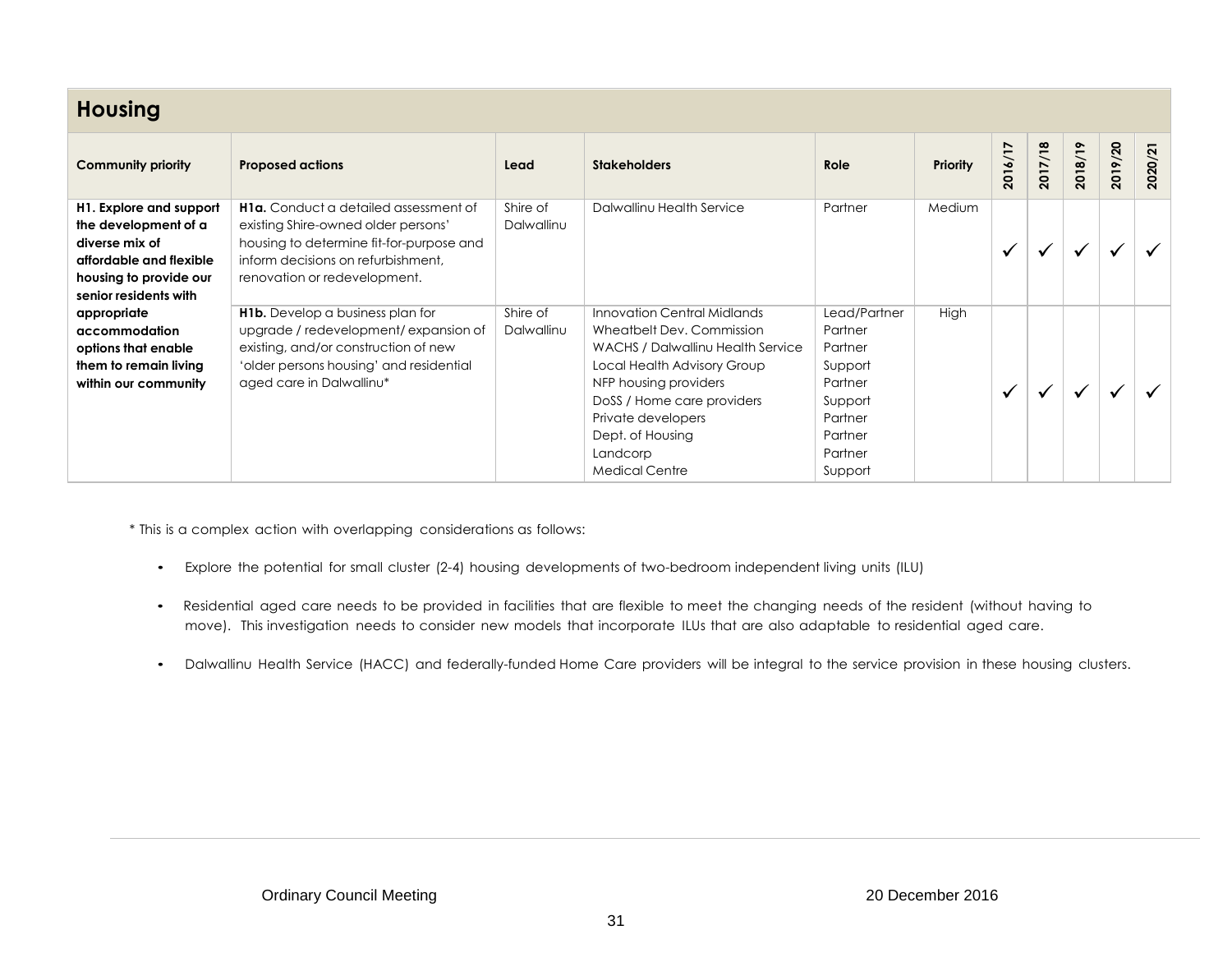## Housing

| Community priority | Proposed actions | Lead | Stakeholders | Role | Priority | 2016/17 | 2017/18 | 2018/19 | 2019/20 | 2020/21 |
|---|---|---|---|---|---|---|---|---|---|---|
| **H1. Explore and support the development of a diverse mix of affordable and flexible housing to provide our senior residents with appropriate accommodation options that enable them to remain living within our community** | **H1a.** Conduct a detailed assessment of existing Shire-owned older persons' housing to determine fit-for-purpose and inform decisions on refurbishment, renovation or redevelopment. | Shire of Dalwallinu | Dalwallinu Health Service | Partner | Medium | ✓ | ✓ | ✓ | ✓ | ✓ |
| | **H1b.** Develop a business plan for upgrade / redevelopment/ expansion of existing, and/or construction of new 'older persons housing' and residential aged care in Dalwallinu* | Shire of Dalwallinu | Innovation Central Midlands<br>Wheatbelt Dev. Commission<br>WACHS / Dalwallinu Health Service<br>Local Health Advisory Group<br>NFP housing providers<br>DoSS / Home care providers<br>Private developers<br>Dept. of Housing<br>Landcorp<br>Medical Centre | Lead/Partner<br>Partner<br>Partner<br>Support<br>Partner<br>Support<br>Partner<br>Partner<br>Partner<br>Support | High | ✓ | ✓ | ✓ | ✓ | ✓ |

* This is a complex action with overlapping considerations as follows:

- Explore the potential for small cluster (2-4) housing developments of two-bedroom independent living units (ILU)
- Residential aged care needs to be provided in facilities that are flexible to meet the changing needs of the resident (without having to move). This investigation needs to consider new models that incorporate ILUs that are also adaptable to residential aged care.
- Dalwallinu Health Service (HACC) and federally-funded Home Care providers will be integral to the service provision in these housing clusters.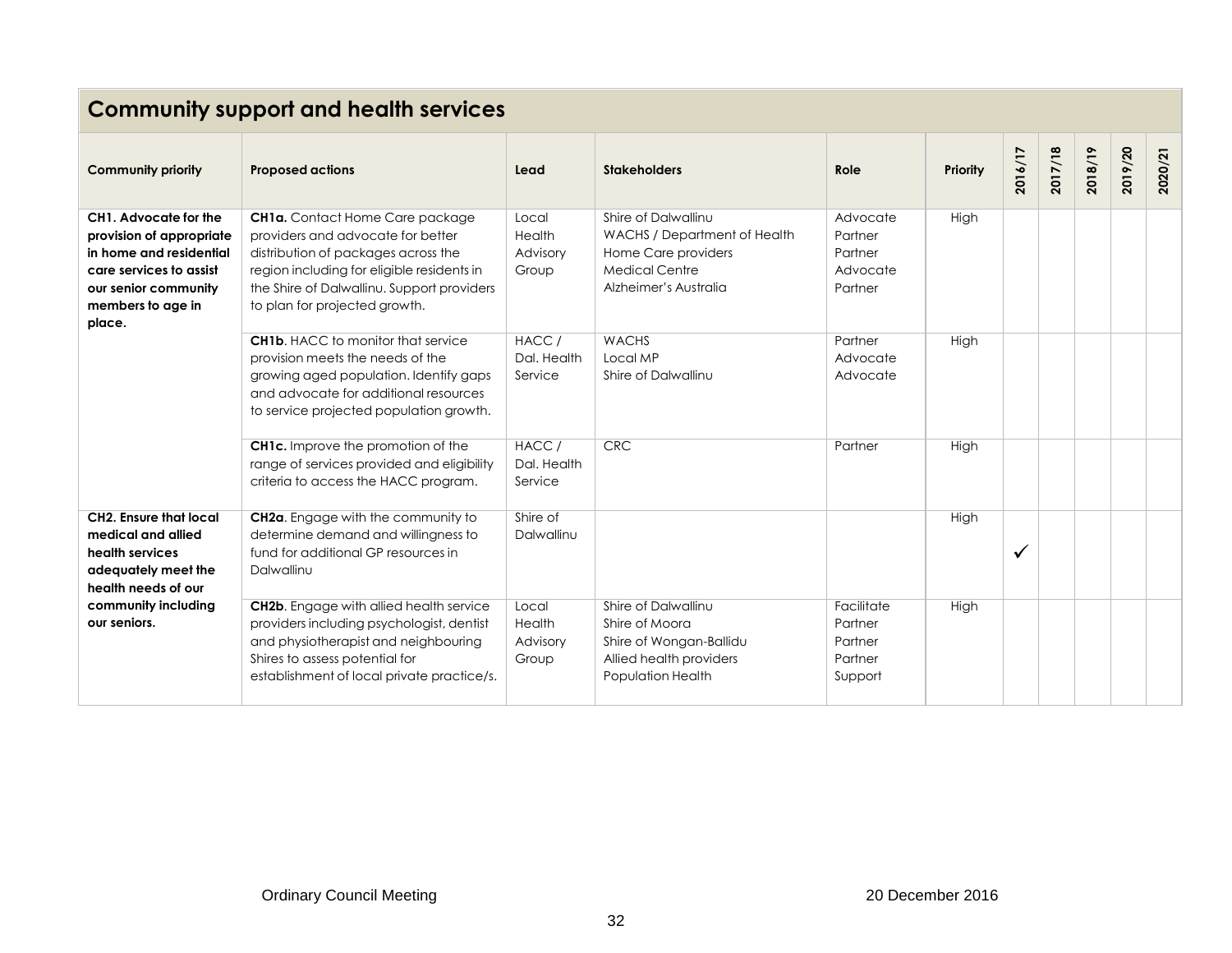## Community support and health services

| Community priority | Proposed actions | Lead | Stakeholders | Role | Priority | 2016/17 | 2017/18 | 2018/19 | 2019/20 | 2020/21 |
|---|---|---|---|---|---|---|---|---|---|---|
| **CH1. Advocate for the provision of appropriate in home and residential care services to assist our senior community members to age in place.** | **CH1a.** Contact Home Care package providers and advocate for better distribution of packages across the region including for eligible residents in the Shire of Dalwallinu. Support providers to plan for projected growth. | Local Health Advisory Group | Shire of Dalwallinu<br>WACHS / Department of Health<br>Home Care providers<br>Medical Centre<br>Alzheimer's Australia | Advocate<br>Partner<br>Partner<br>Advocate<br>Partner | High | | | | | |
| | **CH1b**. HACC to monitor that service provision meets the needs of the growing aged population. Identify gaps and advocate for additional resources to service projected population growth. | HACC / Dal. Health Service | WACHS<br>Local MP<br>Shire of Dalwallinu | Partner<br>Advocate<br>Advocate | High | | | | | |
| | **CH1c.** Improve the promotion of the range of services provided and eligibility criteria to access the HACC program. | HACC / Dal. Health Service | CRC | Partner | High | | | | | |
| **CH2. Ensure that local medical and allied health services adequately meet the health needs of our community including our seniors.** | **CH2a**. Engage with the community to determine demand and willingness to fund for additional GP resources in Dalwallinu | Shire of Dalwallinu | | | High | ✓ | | | | |
| | **CH2b**. Engage with allied health service providers including psychologist, dentist and physiotherapist and neighbouring Shires to assess potential for establishment of local private practice/s. | Local Health Advisory Group | Shire of Dalwallinu<br>Shire of Moora<br>Shire of Wongan-Ballidu<br>Allied health providers<br>Population Health | Facilitate<br>Partner<br>Partner<br>Partner<br>Support | High | | | | | |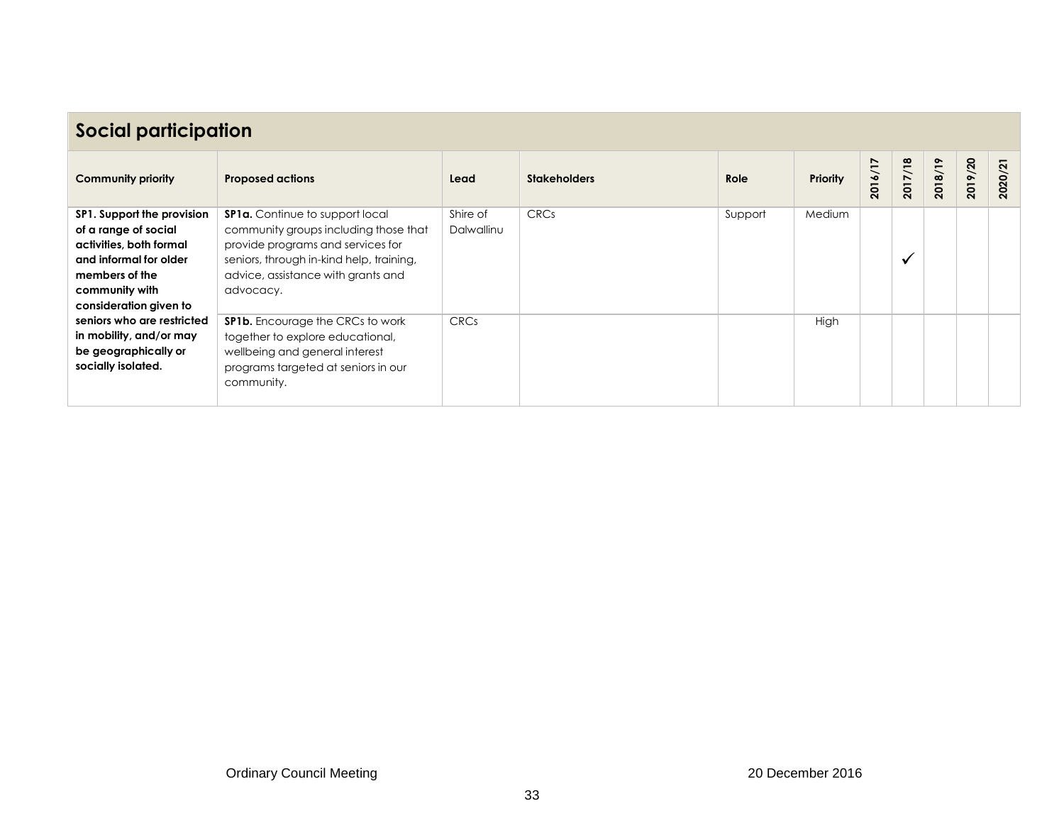## Social participation

| Community priority | Proposed actions | Lead | Stakeholders | Role | Priority | 2016/17 | 2017/18 | 2018/19 | 2019/20 | 2020/21 |
|---|---|---|---|---|---|---|---|---|---|---|
| **SP1. Support the provision of a range of social activities, both formal and informal for older members of the community with consideration given to seniors who are restricted in mobility, and/or may be geographically or socially isolated.** | **SP1a.** Continue to support local community groups including those that provide programs and services for seniors, through in-kind help, training, advice, assistance with grants and advocacy. | Shire of Dalwallinu | CRCs | Support | Medium | | ✓ | | | |
| | **SP1b.** Encourage the CRCs to work together to explore educational, wellbeing and general interest programs targeted at seniors in our community. | CRCs | | | High | | | | | |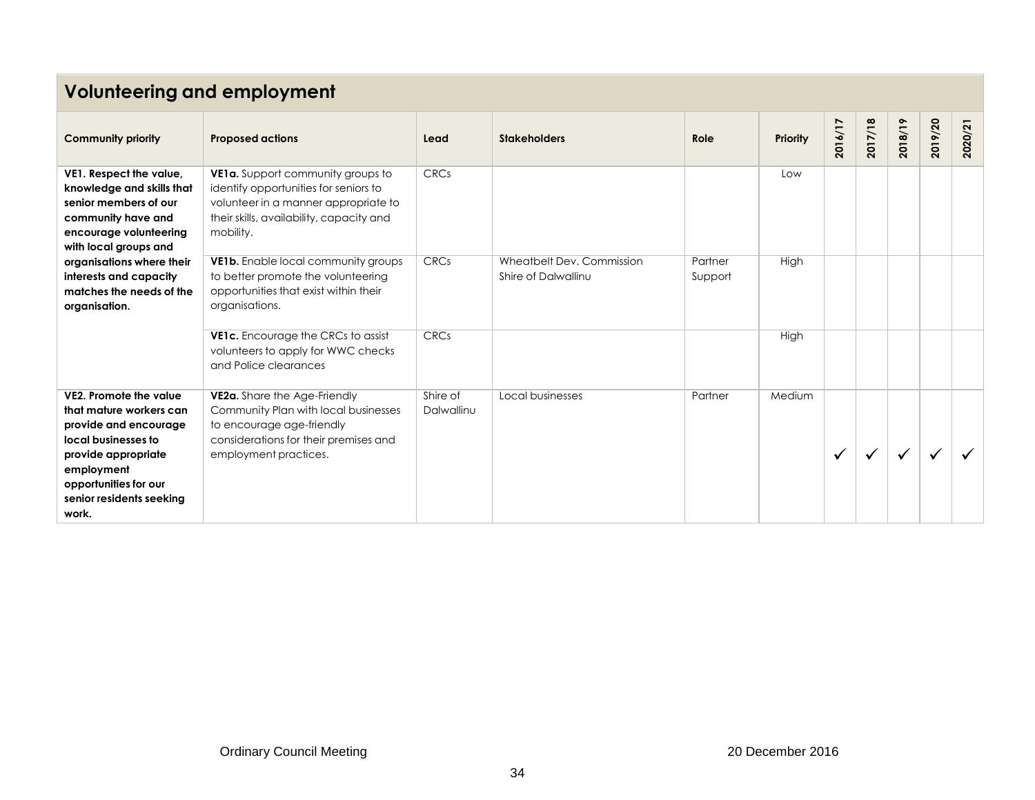## Volunteering and employment

| Community priority | Proposed actions | Lead | Stakeholders | Role | Priority | 2016/17 | 2017/18 | 2018/19 | 2019/20 | 2020/21 |
|---|---|---|---|---|---|---|---|---|---|---|
| **VE1. Respect the value, knowledge and skills that senior members of our community have and encourage volunteering with local groups and organisations where their interests and capacity matches the needs of the organisation.** | **VE1a.** Support community groups to identify opportunities for seniors to volunteer in a manner appropriate to their skills, availability, capacity and mobility. | CRCs | | | Low | | | | | |
| | **VE1b.** Enable local community groups to better promote the volunteering opportunities that exist within their organisations. | CRCs | Wheatbelt Dev. Commission<br>Shire of Dalwallinu | Partner<br>Support | High | | | | | |
| | **VE1c.** Encourage the CRCs to assist volunteers to apply for WWC checks and Police clearances | CRCs | | | High | | | | | |
| **VE2. Promote the value that mature workers can provide and encourage local businesses to provide appropriate employment opportunities for our senior residents seeking work.** | **VE2a.** Share the Age-Friendly Community Plan with local businesses to encourage age-friendly considerations for their premises and employment practices. | Shire of Dalwallinu | Local businesses | Partner | Medium | ✓ | ✓ | ✓ | ✓ | ✓ |

Ordinary Council Meeting 20 December 2016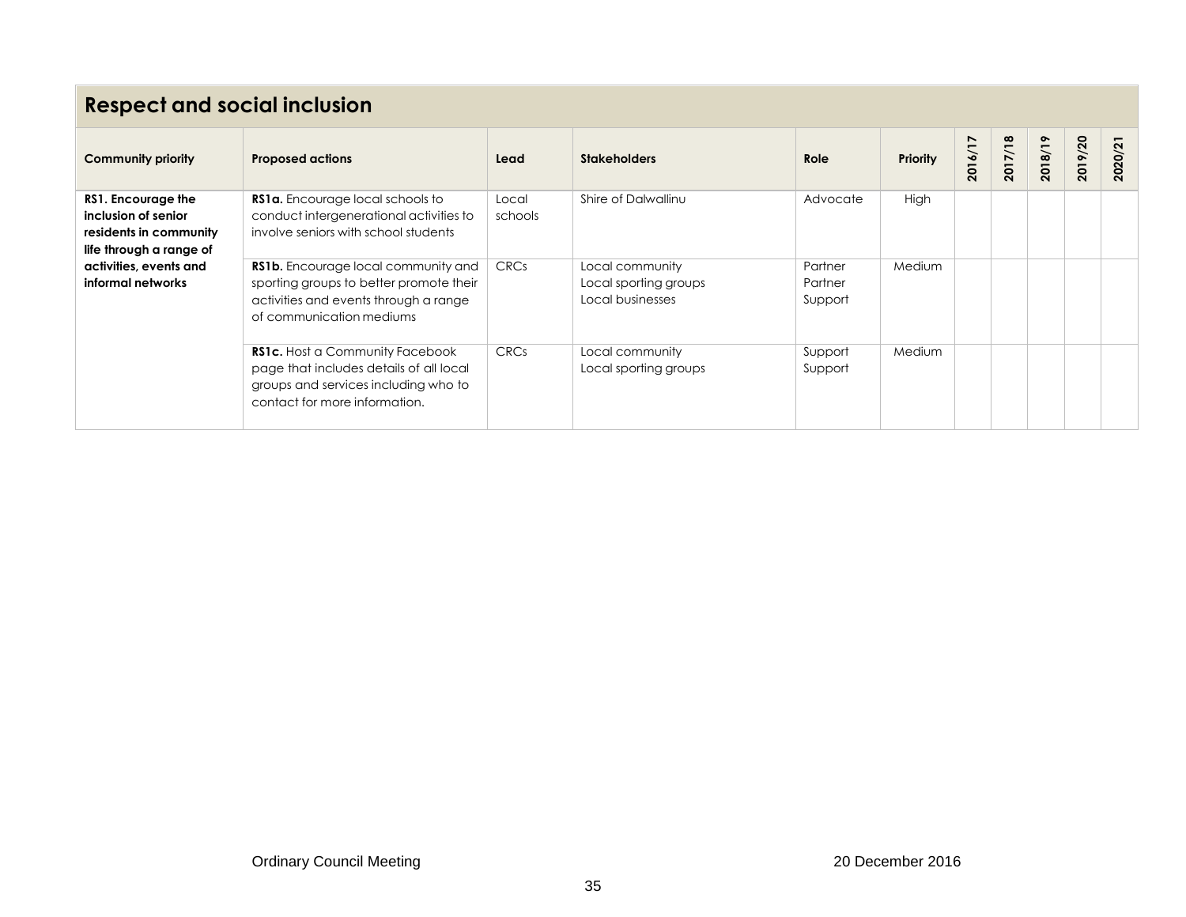## Respect and social inclusion

| Community priority | Proposed actions | Lead | Stakeholders | Role | Priority | 2016/17 | 2017/18 | 2018/19 | 2019/20 | 2020/21 |
|---|---|---|---|---|---|---|---|---|---|---|
| **RS1. Encourage the inclusion of senior residents in community life through a range of activities, events and informal networks** | **RS1a.** Encourage local schools to conduct intergenerational activities to involve seniors with school students | Local schools | Shire of Dalwallinu | Advocate | High | | | | | |
| | **RS1b.** Encourage local community and sporting groups to better promote their activities and events through a range of communication mediums | CRCs | Local community<br>Local sporting groups<br>Local businesses | Partner<br>Partner<br>Support | Medium | | | | | |
| | **RS1c.** Host a Community Facebook page that includes details of all local groups and services including who to contact for more information. | CRCs | Local community<br>Local sporting groups | Support<br>Support | Medium | | | | | |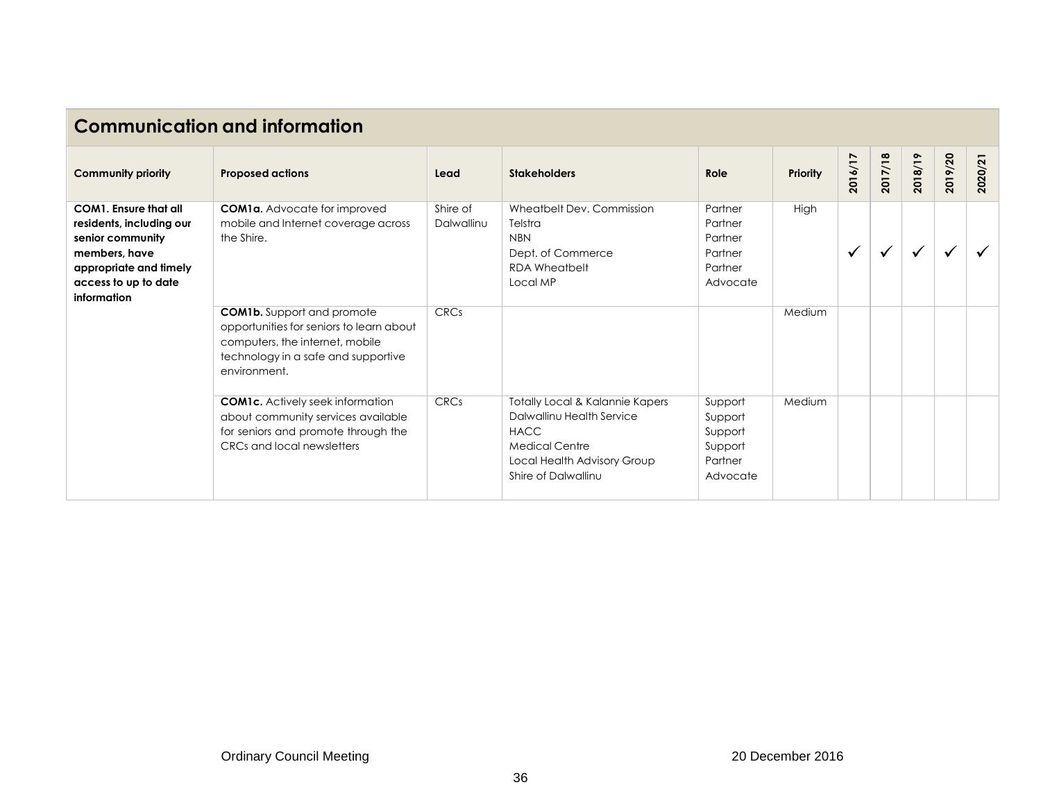## Communication and information

| Community priority | Proposed actions | Lead | Stakeholders | Role | Priority | 2016/17 | 2017/18 | 2018/19 | 2019/20 | 2020/21 |
|---|---|---|---|---|---|---|---|---|---|---|
| **COM1. Ensure that all residents, including our senior community members, have appropriate and timely access to up to date information** | **COM1a.** Advocate for improved mobile and Internet coverage across the Shire. | Shire of Dalwallinu | Wheatbelt Dev. Commission<br>Telstra<br>NBN<br>Dept. of Commerce<br>RDA Wheatbelt<br>Local MP | Partner<br>Partner<br>Partner<br>Partner<br>Partner<br>Advocate | High | ✓ | ✓ | ✓ | ✓ | ✓ |
| | **COM1b.** Support and promote opportunities for seniors to learn about computers, the internet, mobile technology in a safe and supportive environment. | CRCs | | | Medium | | | | | |
| | **COM1c.** Actively seek information about community services available for seniors and promote through the CRCs and local newsletters | CRCs | Totally Local & Kalannie Kapers<br>Dalwallinu Health Service<br>HACC<br>Medical Centre<br>Local Health Advisory Group<br>Shire of Dalwallinu | Support<br>Support<br>Support<br>Support<br>Partner<br>Advocate | Medium | | | | | |